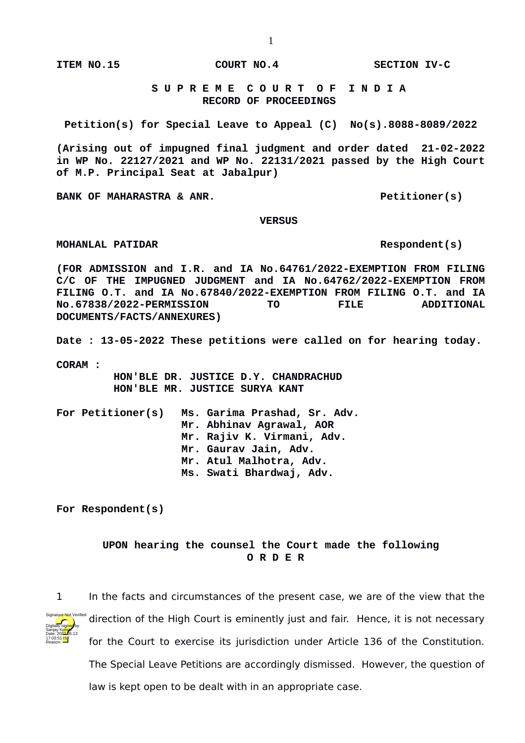ITEM NO.15                COURT NO.4                SECTION IV-C

**S U P R E M E  C O U R T  O F  I N D I A**
**RECORD OF PROCEEDINGS**

**Petition(s) for Special Leave to Appeal (C) No(s).8088-8089/2022**

**(Arising out of impugned final judgment and order dated 21-02-2022 in WP No. 22127/2021 and WP No. 22131/2021 passed by the High Court of M.P. Principal Seat at Jabalpur)**

**BANK OF MAHARASTRA & ANR.                                        Petitioner(s)**

**VERSUS**

**MOHANLAL PATIDAR                                                          Respondent(s)**

**(FOR ADMISSION and I.R. and IA No.64761/2022-EXEMPTION FROM FILING C/C OF THE IMPUGNED JUDGMENT and IA No.64762/2022-EXEMPTION FROM FILING O.T. and IA No.67840/2022-EXEMPTION FROM FILING O.T. and IA No.67838/2022-PERMISSION TO FILE ADDITIONAL DOCUMENTS/FACTS/ANNEXURES)**

**Date : 13-05-2022 These petitions were called on for hearing today.**

**CORAM :**
**HON'BLE DR. JUSTICE D.Y. CHANDRACHUD**
**HON'BLE MR. JUSTICE SURYA KANT**

**For Petitioner(s)**   **Ms. Garima Prashad, Sr. Adv.**
**Mr. Abhinav Agrawal, AOR**
**Mr. Rajiv K. Virmani, Adv.**
**Mr. Gaurav Jain, Adv.**
**Mr. Atul Malhotra, Adv.**
**Ms. Swati Bhardwaj, Adv.**

**For Respondent(s)**

**UPON hearing the counsel the Court made the following**
**O R D E R**

1 In the facts and circumstances of the present case, we are of the view that the direction of the High Court is eminently just and fair. Hence, it is not necessary for the Court to exercise its jurisdiction under Article 136 of the Constitution. The Special Leave Petitions are accordingly dismissed. However, the question of law is kept open to be dealt with in an appropriate case.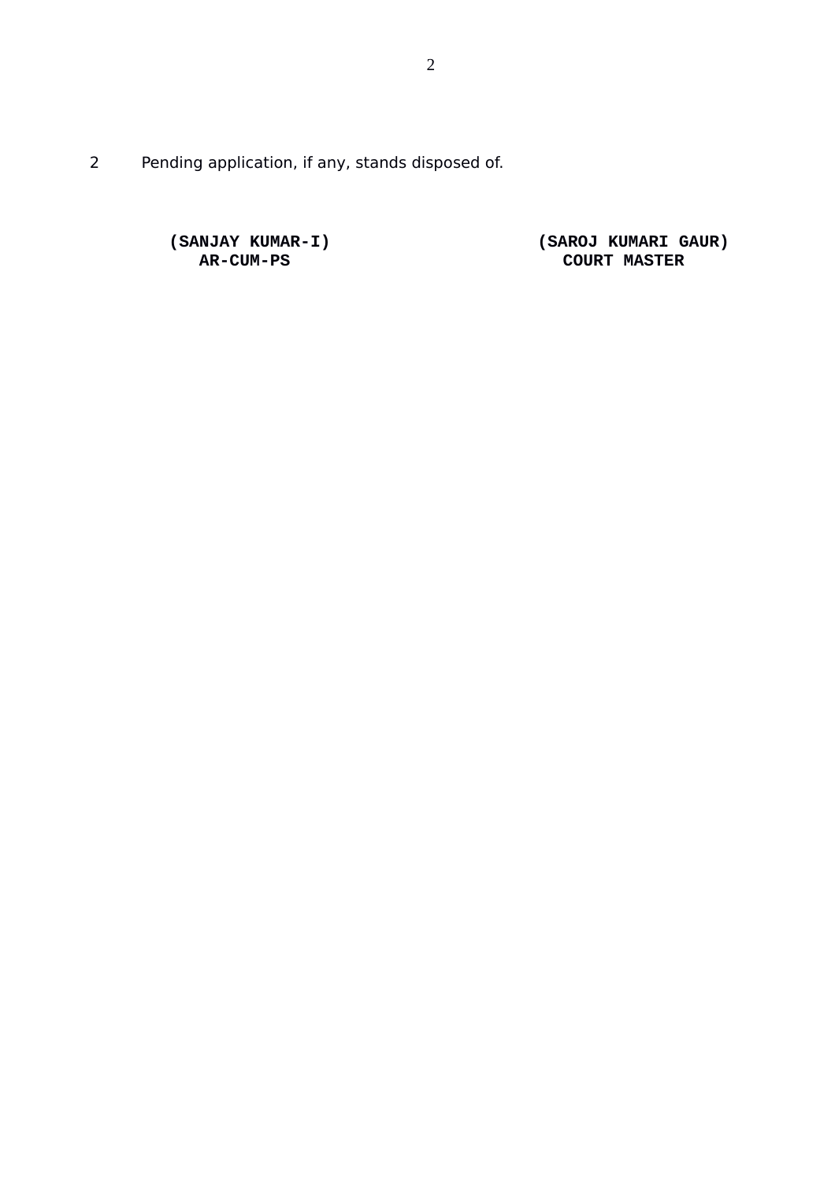2 Pending application, if any, stands disposed of.

| | |
|---|---|
| **(SANJAY KUMAR-I)** | **(SAROJ KUMARI GAUR)** |
| **AR-CUM-PS** | **COURT MASTER** |